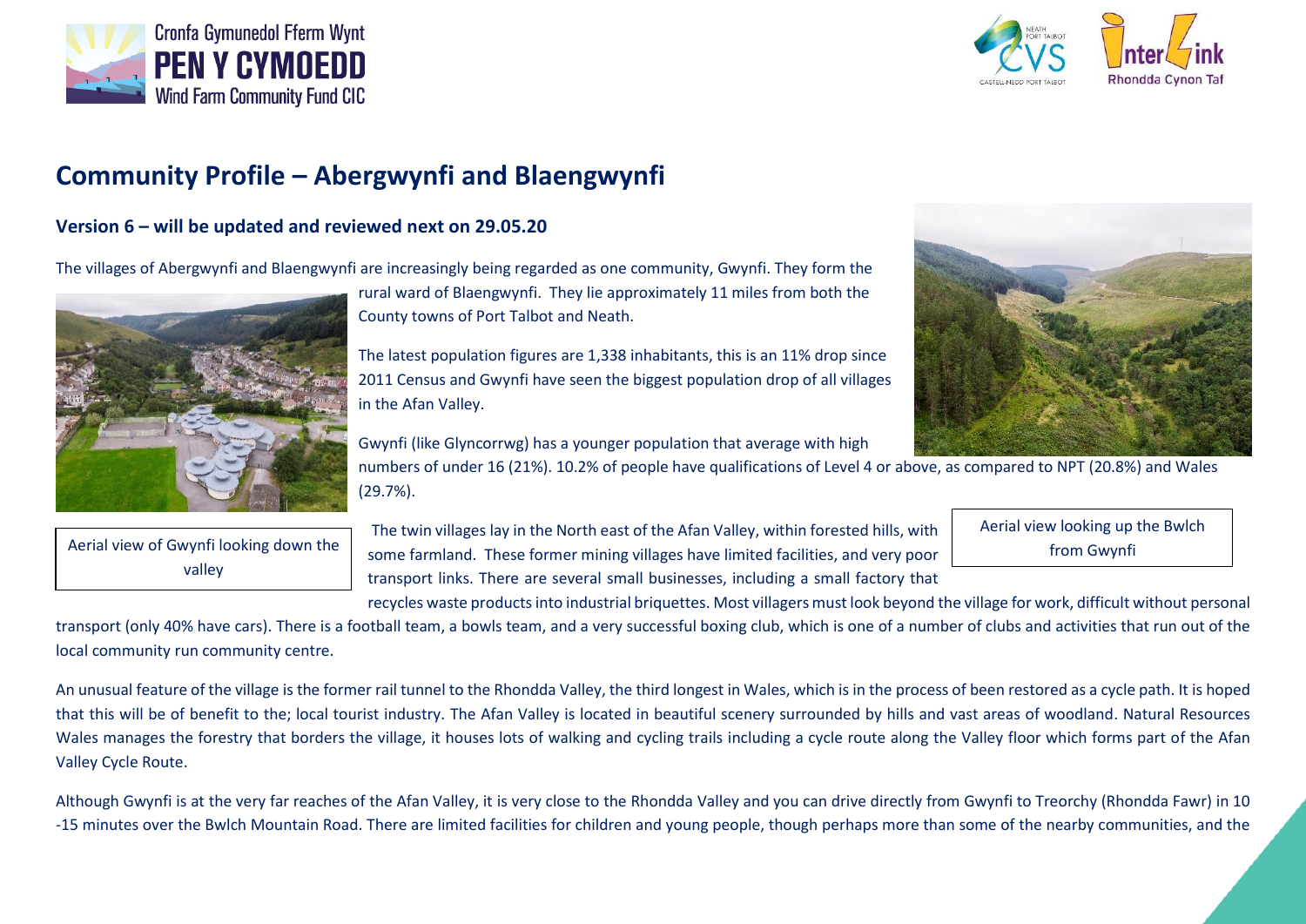# Community Profile – Abergwynfi and Blaengwynfi

### Version 6 – will be updated and reviewed next on 29.05.20

The villages of Abergwynfi and Blaengwynfi are increasingly being regarded as one community, Gwynfi. They form the rural ward of Blaengwynfi. They lie approximately 11 miles from both the County towns of Port Talbot and Neath.

The latest population figures are 1,338 inhabitants, this is an 11% drop since 2011 Census and Gwynfi have seen the biggest population drop of all villages in the Afan Valley.

Gwynfi (like Glyncorrwg) has a younger population that average with high numbers of under 16 (21%). 10.2% of people have qualifications of Level 4 or above, as compared to NPT (20.8%) and Wales (29.7%).

Aerial view of Gwynfi looking down the valley

Aerial view looking up the Bwlch from Gwynfi

The twin villages lay in the North east of the Afan Valley, within forested hills, with some farmland. These former mining villages have limited facilities, and very poor transport links. There are several small businesses, including a small factory that recycles waste products into industrial briquettes. Most villagers must look beyond the village for work, difficult without personal transport (only 40% have cars). There is a football team, a bowls team, and a very successful boxing club, which is one of a number of clubs and activities that run out of the local community run community centre.

An unusual feature of the village is the former rail tunnel to the Rhondda Valley, the third longest in Wales, which is in the process of been restored as a cycle path. It is hoped that this will be of benefit to the; local tourist industry. The Afan Valley is located in beautiful scenery surrounded by hills and vast areas of woodland. Natural Resources Wales manages the forestry that borders the village, it houses lots of walking and cycling trails including a cycle route along the Valley floor which forms part of the Afan Valley Cycle Route.

Although Gwynfi is at the very far reaches of the Afan Valley, it is very close to the Rhondda Valley and you can drive directly from Gwynfi to Treorchy (Rhondda Fawr) in 10 -15 minutes over the Bwlch Mountain Road. There are limited facilities for children and young people, though perhaps more than some of the nearby communities, and the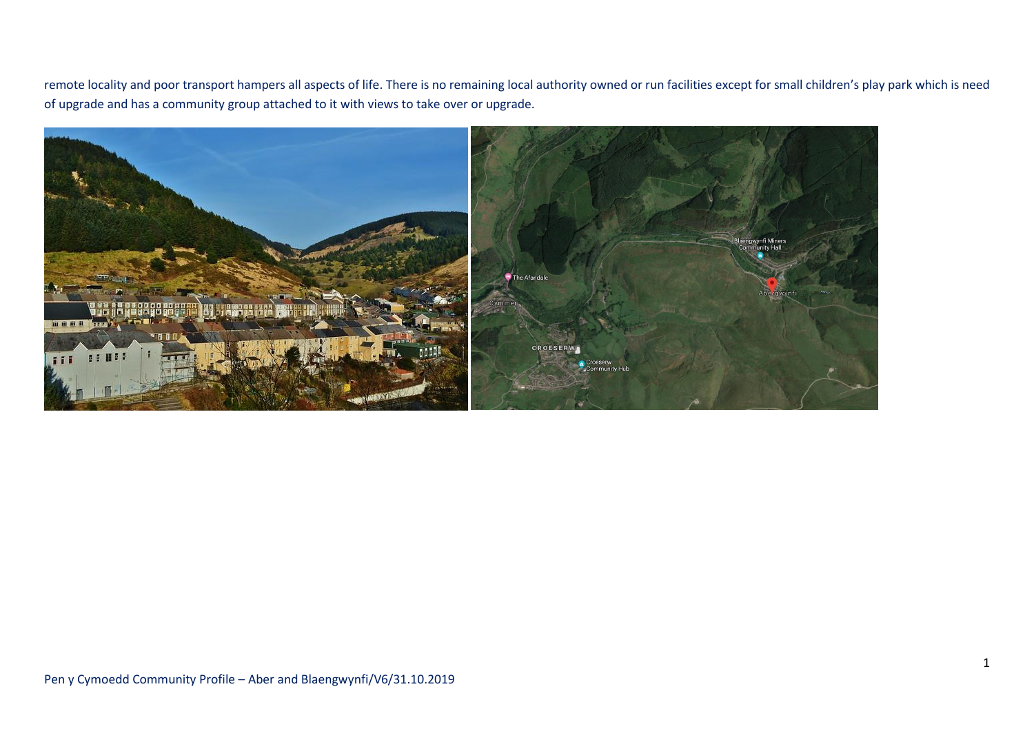remote locality and poor transport hampers all aspects of life. There is no remaining local authority owned or run facilities except for small children's play park which is need of upgrade and has a community group attached to it with views to take over or upgrade.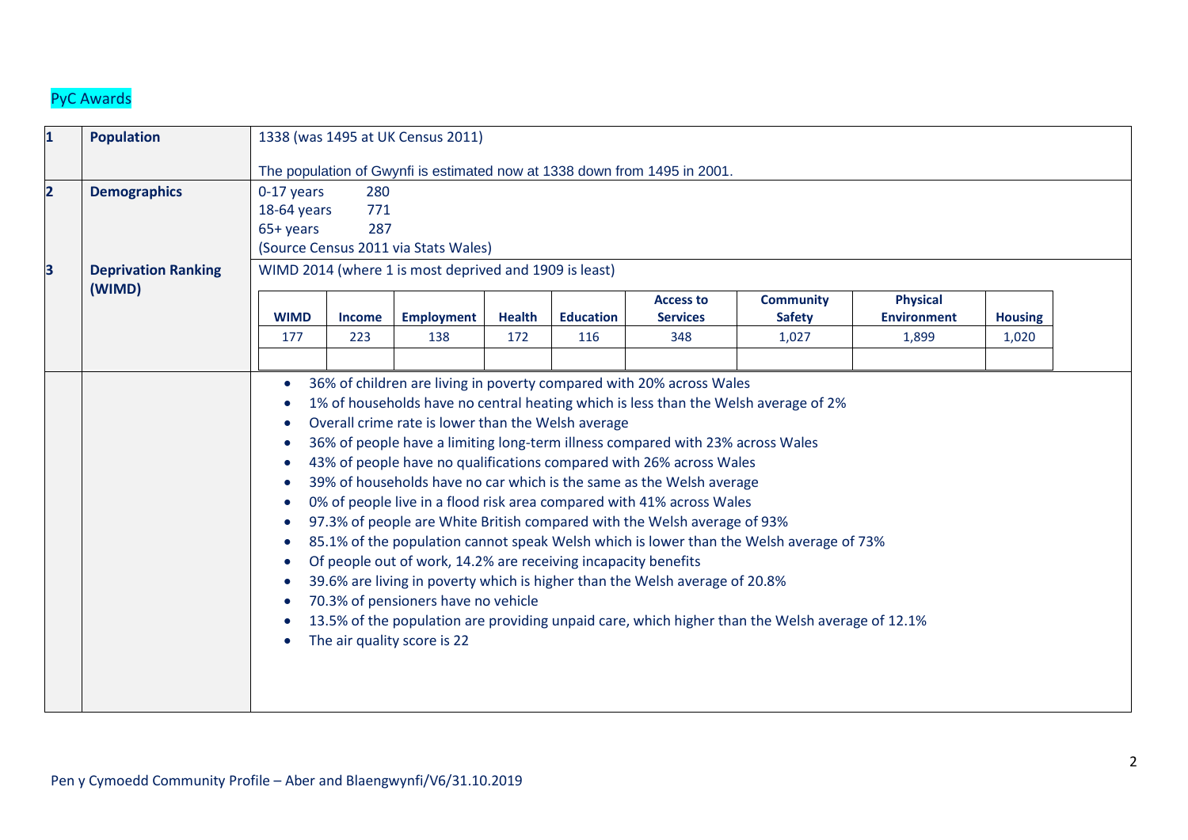PyC Awards

| | | |
|---|---|---|
| **1** | **Population** | 1338 (was 1495 at UK Census 2011)<br><br>The population of Gwynfi is estimated now at 1338 down from 1495 in 2001. |
| **2** | **Demographics** | 0-17 years 280<br>18-64 years 771<br>65+ years 287<br>(Source Census 2011 via Stats Wales) |
| **3** | **Deprivation Ranking (WIMD)** | WIMD 2014 (where 1 is most deprived and 1909 is least) |

| **WIMD** | **Income** | **Employment** | **Health** | **Education** | **Access to Services** | **Community Safety** | **Physical Environment** | **Housing** |
|---|---|---|---|---|---|---|---|---|
| 177 | 223 | 138 | 172 | 116 | 348 | 1,027 | 1,899 | 1,020 |
| | | | | | | | | |

- 36% of children are living in poverty compared with 20% across Wales
- 1% of households have no central heating which is less than the Welsh average of 2%
- Overall crime rate is lower than the Welsh average
- 36% of people have a limiting long-term illness compared with 23% across Wales
- 43% of people have no qualifications compared with 26% across Wales
- 39% of households have no car which is the same as the Welsh average
- 0% of people live in a flood risk area compared with 41% across Wales
- 97.3% of people are White British compared with the Welsh average of 93%
- 85.1% of the population cannot speak Welsh which is lower than the Welsh average of 73%
- Of people out of work, 14.2% are receiving incapacity benefits
- 39.6% are living in poverty which is higher than the Welsh average of 20.8%
- 70.3% of pensioners have no vehicle
- 13.5% of the population are providing unpaid care, which higher than the Welsh average of 12.1%
- The air quality score is 22

Pen y Cymoedd Community Profile – Aber and Blaengwynfi/V6/31.10.2019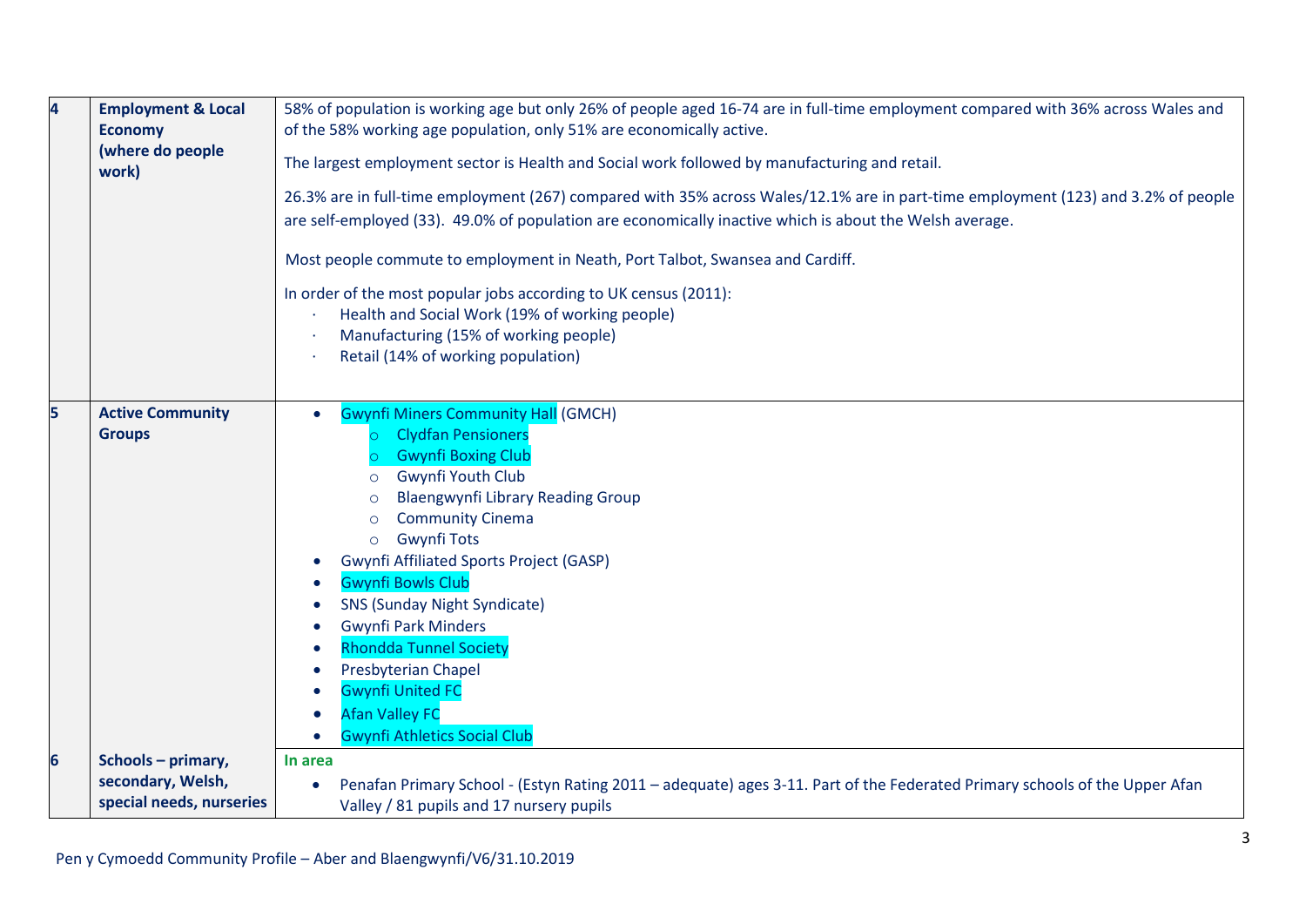| 4 | **Employment & Local Economy (where do people work)** | 58% of population is working age but only 26% of people aged 16-74 are in full-time employment compared with 36% across Wales and of the 58% working age population, only 51% are economically active.<br><br>The largest employment sector is Health and Social work followed by manufacturing and retail.<br><br>26.3% are in full-time employment (267) compared with 35% across Wales/12.1% are in part-time employment (123) and 3.2% of people are self-employed (33). 49.0% of population are economically inactive which is about the Welsh average.<br><br>Most people commute to employment in Neath, Port Talbot, Swansea and Cardiff.<br><br>In order of the most popular jobs according to UK census (2011):<br>· Health and Social Work (19% of working people)<br>· Manufacturing (15% of working people)<br>· Retail (14% of working population) |
|---|---|---|
| 5 | **Active Community Groups** | • Gwynfi Miners Community Hall (GMCH)<br>  ○ Clydfan Pensioners<br>  ○ Gwynfi Boxing Club<br>  ○ Gwynfi Youth Club<br>  ○ Blaengwynfi Library Reading Group<br>  ○ Community Cinema<br>  ○ Gwynfi Tots<br>• Gwynfi Affiliated Sports Project (GASP)<br>• Gwynfi Bowls Club<br>• SNS (Sunday Night Syndicate)<br>• Gwynfi Park Minders<br>• Rhondda Tunnel Society<br>• Presbyterian Chapel<br>• Gwynfi United FC<br>• Afan Valley FC<br>• Gwynfi Athletics Social Club |
| 6 | **Schools – primary, secondary, Welsh, special needs, nurseries** | **In area**<br>• Penafan Primary School - (Estyn Rating 2011 – adequate) ages 3-11. Part of the Federated Primary schools of the Upper Afan Valley / 81 pupils and 17 nursery pupils |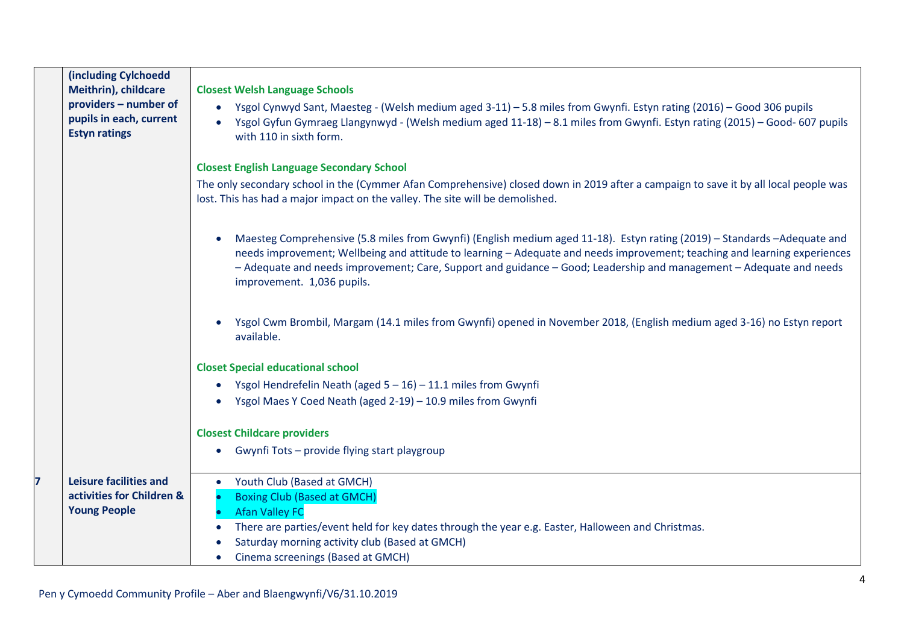|  | (including Cylchoedd Meithrin), childcare providers – number of pupils in each, current Estyn ratings | **Closest Welsh Language Schools**<br>• Ysgol Cynwyd Sant, Maesteg - (Welsh medium aged 3-11) – 5.8 miles from Gwynfi. Estyn rating (2016) – Good 306 pupils<br>• Ysgol Gyfun Gymraeg Llangynwyd - (Welsh medium aged 11-18) – 8.1 miles from Gwynfi. Estyn rating (2015) – Good- 607 pupils with 110 in sixth form.<br><br>**Closest English Language Secondary School**<br>The only secondary school in the (Cymmer Afan Comprehensive) closed down in 2019 after a campaign to save it by all local people was lost. This has had a major impact on the valley. The site will be demolished.<br><br>• Maesteg Comprehensive (5.8 miles from Gwynfi) (English medium aged 11-18). Estyn rating (2019) – Standards –Adequate and needs improvement; Wellbeing and attitude to learning – Adequate and needs improvement; teaching and learning experiences – Adequate and needs improvement; Care, Support and guidance – Good; Leadership and management – Adequate and needs improvement. 1,036 pupils.<br><br>• Ysgol Cwm Brombil, Margam (14.1 miles from Gwynfi) opened in November 2018, (English medium aged 3-16) no Estyn report available.<br><br>**Closet Special educational school**<br>• Ysgol Hendrefelin Neath (aged 5 – 16) – 11.1 miles from Gwynfi<br>• Ysgol Maes Y Coed Neath (aged 2-19) – 10.9 miles from Gwynfi<br><br>**Closest Childcare providers**<br>• Gwynfi Tots – provide flying start playgroup |
|---|---|---|
| **7** | **Leisure facilities and activities for Children & Young People** | • Youth Club (Based at GMCH)<br>• Boxing Club (Based at GMCH)<br>• Afan Valley FC<br>• There are parties/event held for key dates through the year e.g. Easter, Halloween and Christmas.<br>• Saturday morning activity club (Based at GMCH)<br>• Cinema screenings (Based at GMCH) |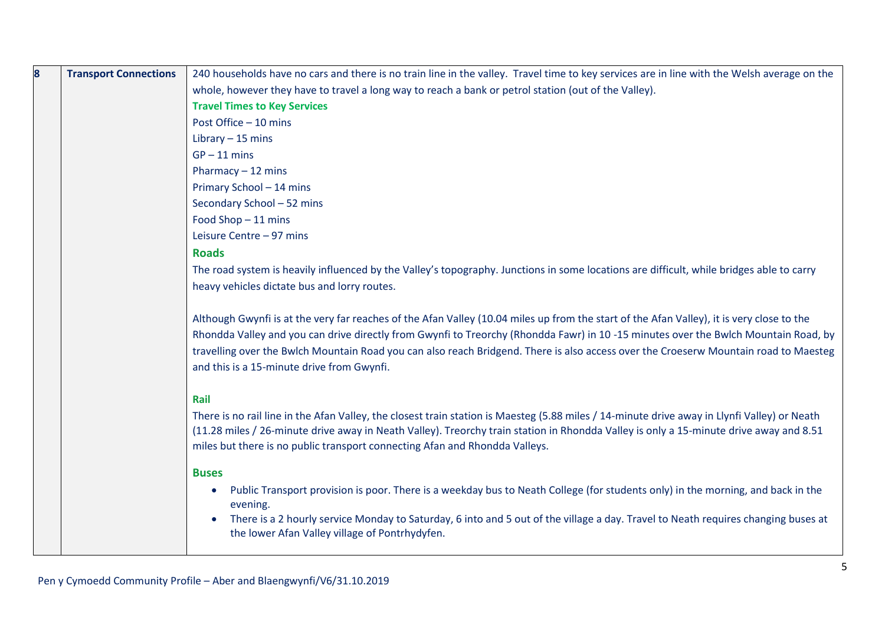| 8 | **Transport Connections** | 240 households have no cars and there is no train line in the valley. Travel time to key services are in line with the Welsh average on the whole, however they have to travel a long way to reach a bank or petrol station (out of the Valley).<br><br>**Travel Times to Key Services**<br>Post Office – 10 mins<br>Library – 15 mins<br>GP – 11 mins<br>Pharmacy – 12 mins<br>Primary School – 14 mins<br>Secondary School – 52 mins<br>Food Shop – 11 mins<br>Leisure Centre – 97 mins<br><br>**Roads**<br>The road system is heavily influenced by the Valley's topography. Junctions in some locations are difficult, while bridges able to carry heavy vehicles dictate bus and lorry routes.<br><br>Although Gwynfi is at the very far reaches of the Afan Valley (10.04 miles up from the start of the Afan Valley), it is very close to the Rhondda Valley and you can drive directly from Gwynfi to Treorchy (Rhondda Fawr) in 10 -15 minutes over the Bwlch Mountain Road, by travelling over the Bwlch Mountain Road you can also reach Bridgend. There is also access over the Croeserw Mountain road to Maesteg and this is a 15-minute drive from Gwynfi.<br><br>**Rail**<br>There is no rail line in the Afan Valley, the closest train station is Maesteg (5.88 miles / 14-minute drive away in Llynfi Valley) or Neath (11.28 miles / 26-minute drive away in Neath Valley). Treorchy train station in Rhondda Valley is only a 15-minute drive away and 8.51 miles but there is no public transport connecting Afan and Rhondda Valleys.<br><br>**Buses**<br>• Public Transport provision is poor. There is a weekday bus to Neath College (for students only) in the morning, and back in the evening.<br>• There is a 2 hourly service Monday to Saturday, 6 into and 5 out of the village a day. Travel to Neath requires changing buses at the lower Afan Valley village of Pontrhydyfen. |
|---|---|---|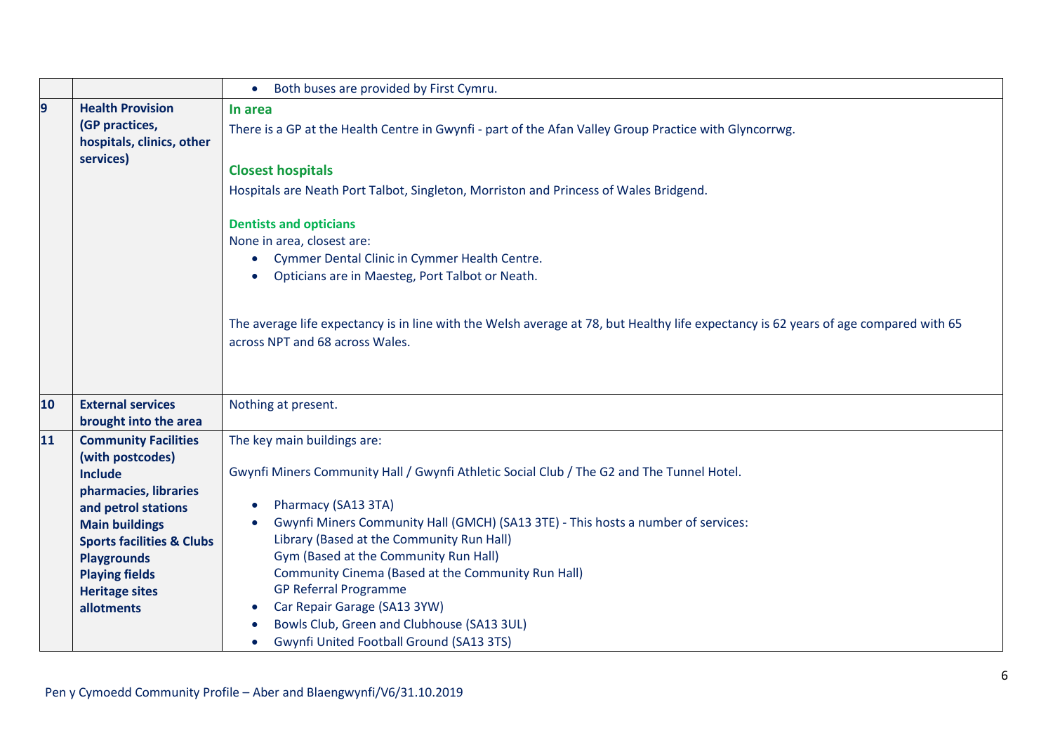| | | |
|---|---|---|
| | | • Both buses are provided by First Cymru. |
| **9** | **Health Provision (GP practices, hospitals, clinics, other services)** | **In area**<br>There is a GP at the Health Centre in Gwynfi - part of the Afan Valley Group Practice with Glyncorrwg.<br><br>**Closest hospitals**<br>Hospitals are Neath Port Talbot, Singleton, Morriston and Princess of Wales Bridgend.<br><br>**Dentists and opticians**<br>None in area, closest are:<br>• Cymmer Dental Clinic in Cymmer Health Centre.<br>• Opticians are in Maesteg, Port Talbot or Neath.<br><br>The average life expectancy is in line with the Welsh average at 78, but Healthy life expectancy is 62 years of age compared with 65 across NPT and 68 across Wales. |
| **10** | **External services brought into the area** | Nothing at present. |
| **11** | **Community Facilities (with postcodes) Include pharmacies, libraries and petrol stations Main buildings Sports facilities & Clubs Playgrounds Playing fields Heritage sites allotments** | The key main buildings are:<br><br>Gwynfi Miners Community Hall / Gwynfi Athletic Social Club / The G2 and The Tunnel Hotel.<br><br>• Pharmacy (SA13 3TA)<br>• Gwynfi Miners Community Hall (GMCH) (SA13 3TE) - This hosts a number of services:<br>Library (Based at the Community Run Hall)<br>Gym (Based at the Community Run Hall)<br>Community Cinema (Based at the Community Run Hall)<br>GP Referral Programme<br>• Car Repair Garage (SA13 3YW)<br>• Bowls Club, Green and Clubhouse (SA13 3UL)<br>• Gwynfi United Football Ground (SA13 3TS) |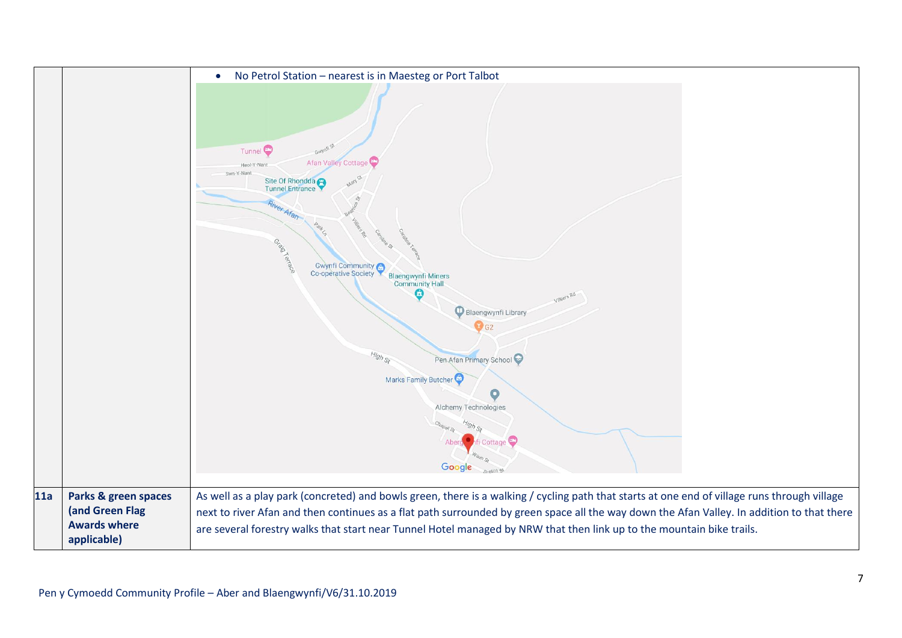|  |  |  |
|---|---|---|
|  |  | • No Petrol Station – nearest is in Maesteg or Port Talbot |
| **11a** | **Parks & green spaces (and Green Flag Awards where applicable)** | As well as a play park (concreted) and bowls green, there is a walking / cycling path that starts at one end of village runs through village next to river Afan and then continues as a flat path surrounded by green space all the way down the Afan Valley. In addition to that there are several forestry walks that start near Tunnel Hotel managed by NRW that then link up to the mountain bike trails. |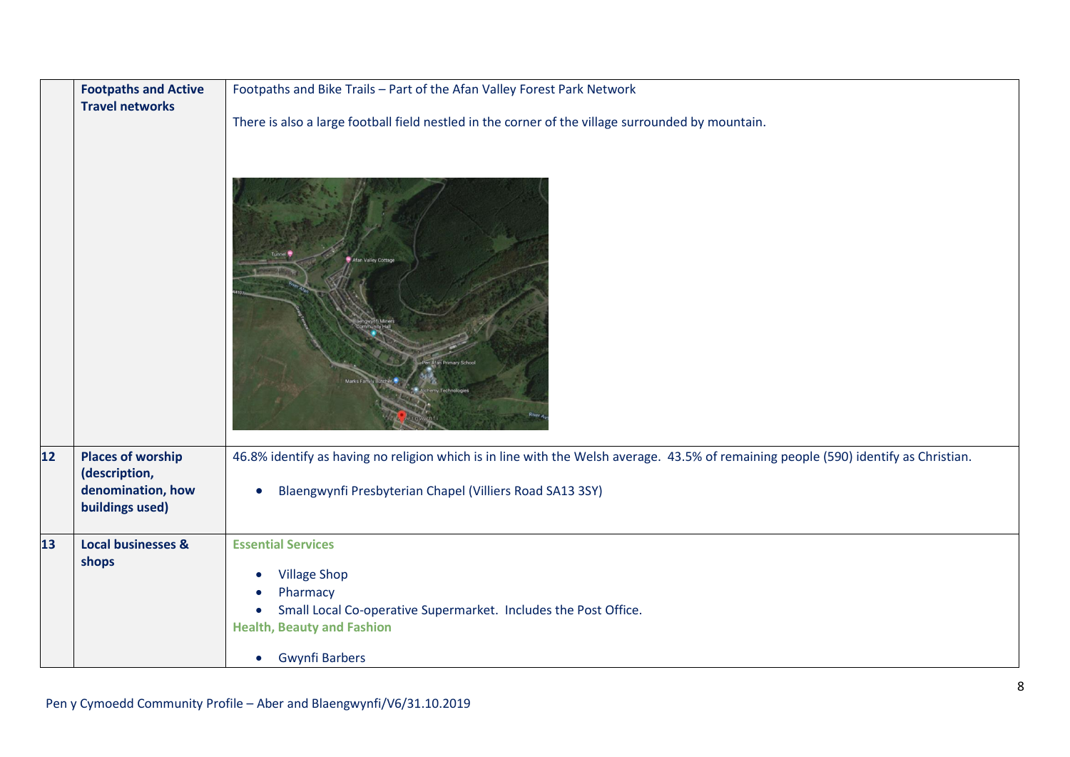| | | |
|---|---|---|
| | **Footpaths and Active Travel networks** | Footpaths and Bike Trails – Part of the Afan Valley Forest Park Network<br><br>There is also a large football field nestled in the corner of the village surrounded by mountain. |
| **12** | **Places of worship (description, denomination, how buildings used)** | 46.8% identify as having no religion which is in line with the Welsh average. 43.5% of remaining people (590) identify as Christian.<br><br>• Blaengwynfi Presbyterian Chapel (Villiers Road SA13 3SY) |
| **13** | **Local businesses & shops** | **Essential Services**<br><br>• Village Shop<br>• Pharmacy<br>• Small Local Co-operative Supermarket. Includes the Post Office.<br>**Health, Beauty and Fashion**<br><br>• Gwynfi Barbers |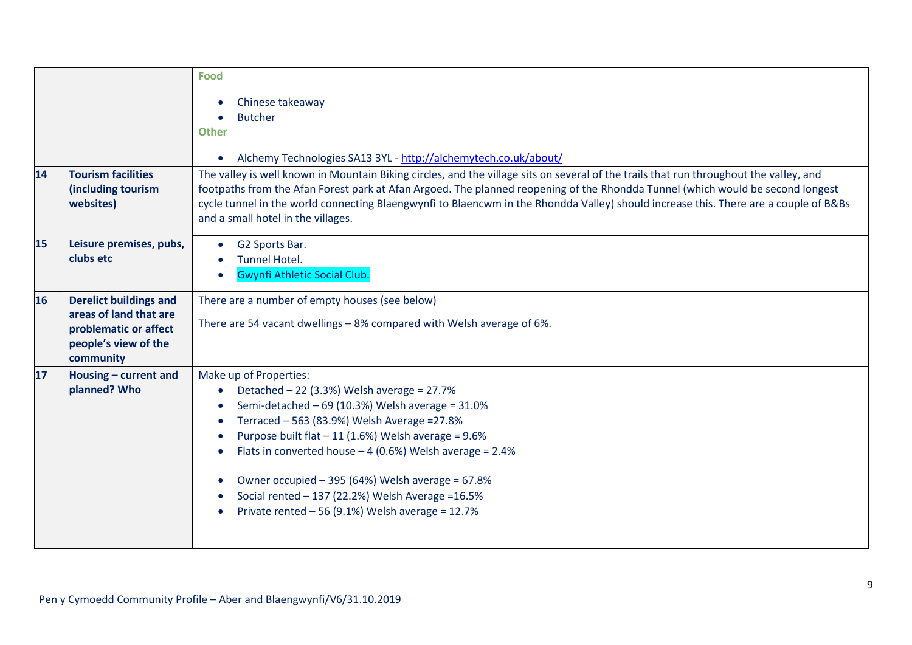| | | |
|---|---|---|
| | | **Food**<br><br>• Chinese takeaway<br>• Butcher<br><br>**Other**<br><br>• Alchemy Technologies SA13 3YL - http://alchemytech.co.uk/about/ |
| **14** | **Tourism facilities (including tourism websites)** | The valley is well known in Mountain Biking circles, and the village sits on several of the trails that run throughout the valley, and footpaths from the Afan Forest park at Afan Argoed. The planned reopening of the Rhondda Tunnel (which would be second longest cycle tunnel in the world connecting Blaengwynfi to Blaencwm in the Rhondda Valley) should increase this. There are a couple of B&Bs and a small hotel in the villages. |
| **15** | **Leisure premises, pubs, clubs etc** | • G2 Sports Bar.<br>• Tunnel Hotel.<br>• Gwynfi Athletic Social Club. |
| **16** | **Derelict buildings and areas of land that are problematic or affect people's view of the community** | There are a number of empty houses (see below)<br><br>There are 54 vacant dwellings – 8% compared with Welsh average of 6%. |
| **17** | **Housing – current and planned? Who** | Make up of Properties:<br>• Detached – 22 (3.3%) Welsh average = 27.7%<br>• Semi-detached – 69 (10.3%) Welsh average = 31.0%<br>• Terraced – 563 (83.9%) Welsh Average =27.8%<br>• Purpose built flat – 11 (1.6%) Welsh average = 9.6%<br>• Flats in converted house – 4 (0.6%) Welsh average = 2.4%<br><br>• Owner occupied – 395 (64%) Welsh average = 67.8%<br>• Social rented – 137 (22.2%) Welsh Average =16.5%<br>• Private rented – 56 (9.1%) Welsh average = 12.7% |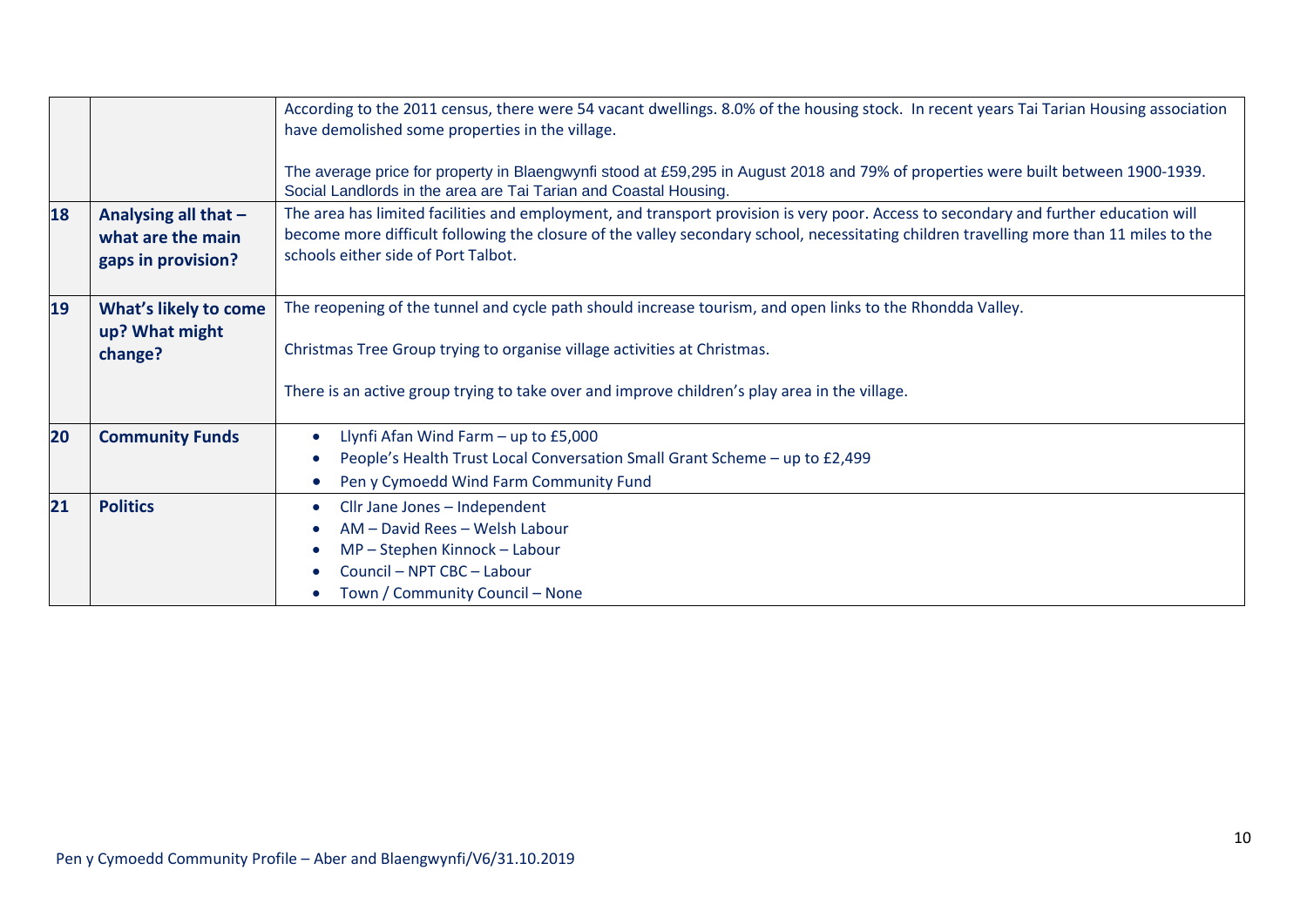| | | |
|---|---|---|
| | | According to the 2011 census, there were 54 vacant dwellings. 8.0% of the housing stock. In recent years Tai Tarian Housing association have demolished some properties in the village.<br><br>The average price for property in Blaengwynfi stood at £59,295 in August 2018 and 79% of properties were built between 1900-1939. Social Landlords in the area are Tai Tarian and Coastal Housing. |
| **18** | **Analysing all that – what are the main gaps in provision?** | The area has limited facilities and employment, and transport provision is very poor. Access to secondary and further education will become more difficult following the closure of the valley secondary school, necessitating children travelling more than 11 miles to the schools either side of Port Talbot. |
| **19** | **What's likely to come up? What might change?** | The reopening of the tunnel and cycle path should increase tourism, and open links to the Rhondda Valley.<br><br>Christmas Tree Group trying to organise village activities at Christmas.<br><br>There is an active group trying to take over and improve children's play area in the village. |
| **20** | **Community Funds** | • Llynfi Afan Wind Farm – up to £5,000<br>• People's Health Trust Local Conversation Small Grant Scheme – up to £2,499<br>• Pen y Cymoedd Wind Farm Community Fund |
| **21** | **Politics** | • Cllr Jane Jones – Independent<br>• AM – David Rees – Welsh Labour<br>• MP – Stephen Kinnock – Labour<br>• Council – NPT CBC – Labour<br>• Town / Community Council – None |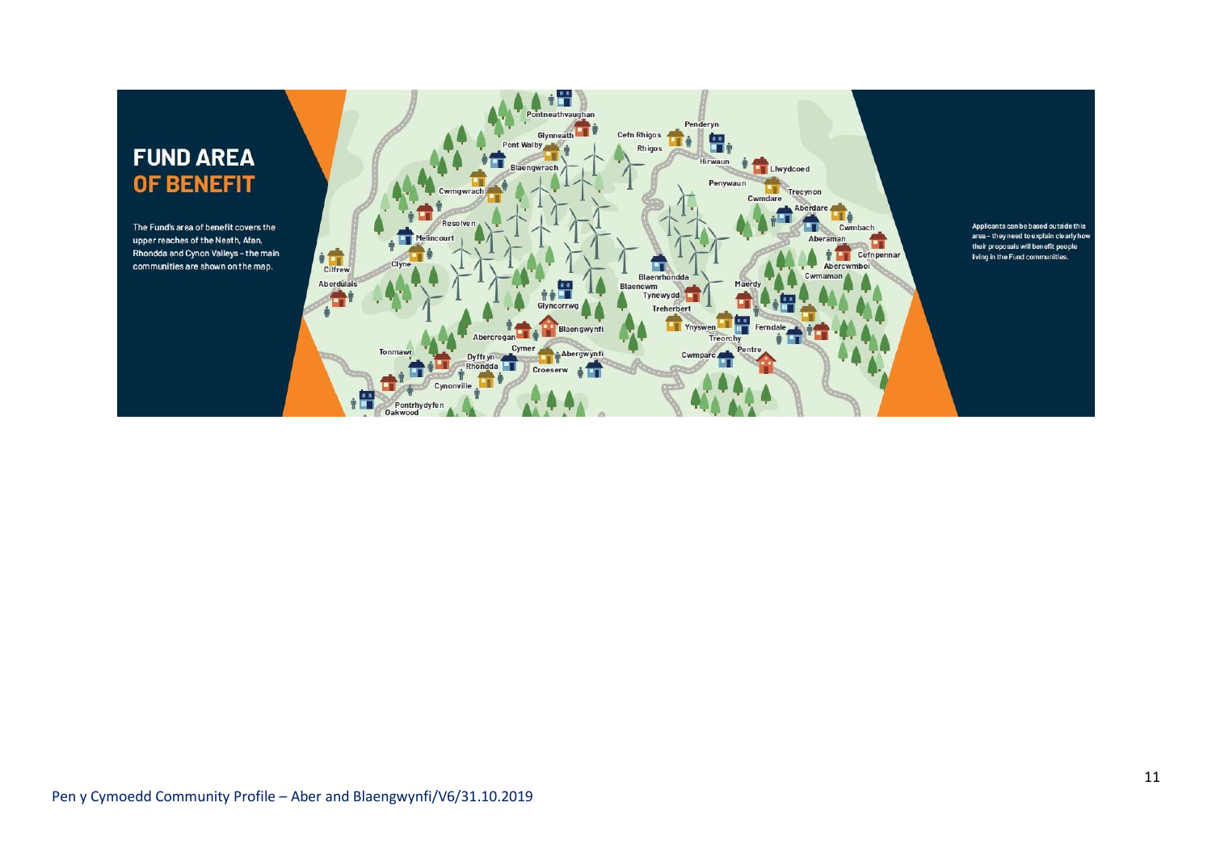# FUND AREA OF BENEFIT

The Fund's area of benefit covers the upper reaches of the Neath, Afan, Rhondda and Cynon Valleys – the main communities are shown on the map.

Pontneathvaughan, Glynneath, Pont Walby, Blaengwrach, Cwmgwrach, Resolven, Melincourt, Clyne, Cilfrew, Aberdulais, Glyncorrwg, Abercregan, Blaengwynfi, Cymer, Abergwynfi, Tonmawr, Dyffryn Rhondda, Croeserw, Cynonville, Pontrhydyfen, Oakwood, Cefn Rhigos, Rhigos, Penderyn, Hirwaun, Llwydcoed, Penywaun, Cwmdare, Trecynon, Aberdare, Cwmbach, Aberaman, Cefnpennar, Abercwmboi, Cwmaman, Blaenrhondda, Blaencwm, Tynewydd, Treherbert, Maerdy, Ynyswen, Treorchy, Ferndale, Cwmparc, Pentre

Applicants can be based outside this area – they need to explain clearly how their proposals will benefit people living in the Fund communities.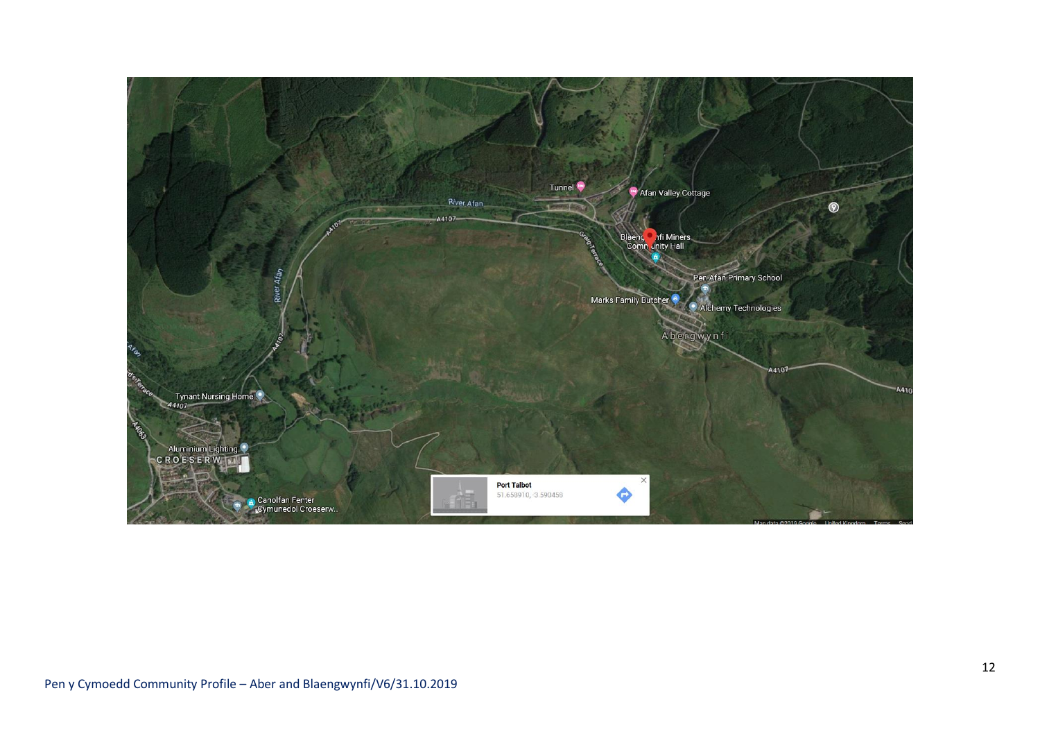Tunnel

Afan Valley Cottage

River Afan

A4107

Blaengwynfi Miners Community Hall

Graig Terrace

Pen Afan Primary School

Marks Family Butcher

Alchemy Technologies

Abergwynfi

A4107

River Afan

A4107

Tynant Nursing Home

A4107

A4063

Aluminium Lighting

CROESERW

Canolfan Fenter Cymunedol Croeserw...

Port Talbot

51.658910, -3.590458

Map data ©2019 Google United Kingdom Terms Send